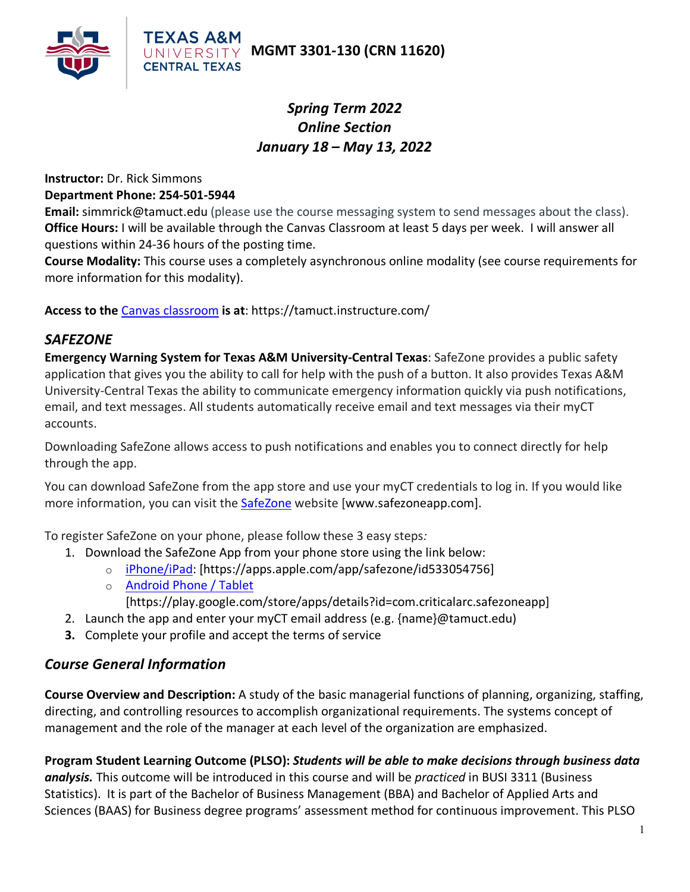# MGMT 3301-130 (CRN 11620)

***Spring Term 2022***
***Online Section***
***January 18 – May 13, 2022***

**Instructor:** Dr. Rick Simmons
**Department Phone: 254-501-5944**
**Email:** simmrick@tamuct.edu (please use the course messaging system to send messages about the class).
**Office Hours:** I will be available through the Canvas Classroom at least 5 days per week. I will answer all questions within 24-36 hours of the posting time.
**Course Modality:** This course uses a completely asynchronous online modality (see course requirements for more information for this modality).

**Access to the** Canvas classroom **is at**: https://tamuct.instructure.com/

## *SAFEZONE*

**Emergency Warning System for Texas A&M University-Central Texas**: SafeZone provides a public safety application that gives you the ability to call for help with the push of a button. It also provides Texas A&M University-Central Texas the ability to communicate emergency information quickly via push notifications, email, and text messages. All students automatically receive email and text messages via their myCT accounts.

Downloading SafeZone allows access to push notifications and enables you to connect directly for help through the app.

You can download SafeZone from the app store and use your myCT credentials to log in. If you would like more information, you can visit the SafeZone website [www.safezoneapp.com].

To register SafeZone on your phone, please follow these 3 easy steps*:*

1. Download the SafeZone App from your phone store using the link below:
   - iPhone/iPad: [https://apps.apple.com/app/safezone/id533054756]
   - Android Phone / Tablet [https://play.google.com/store/apps/details?id=com.criticalarc.safezoneapp]
2. Launch the app and enter your myCT email address (e.g. {name}@tamuct.edu)
3. Complete your profile and accept the terms of service

## *Course General Information*

**Course Overview and Description:** A study of the basic managerial functions of planning, organizing, staffing, directing, and controlling resources to accomplish organizational requirements. The systems concept of management and the role of the manager at each level of the organization are emphasized.

**Program Student Learning Outcome (PLSO):** ***Students will be able to make decisions through business data analysis.*** This outcome will be introduced in this course and will be *practiced* in BUSI 3311 (Business Statistics). It is part of the Bachelor of Business Management (BBA) and Bachelor of Applied Arts and Sciences (BAAS) for Business degree programs' assessment method for continuous improvement. This PLSO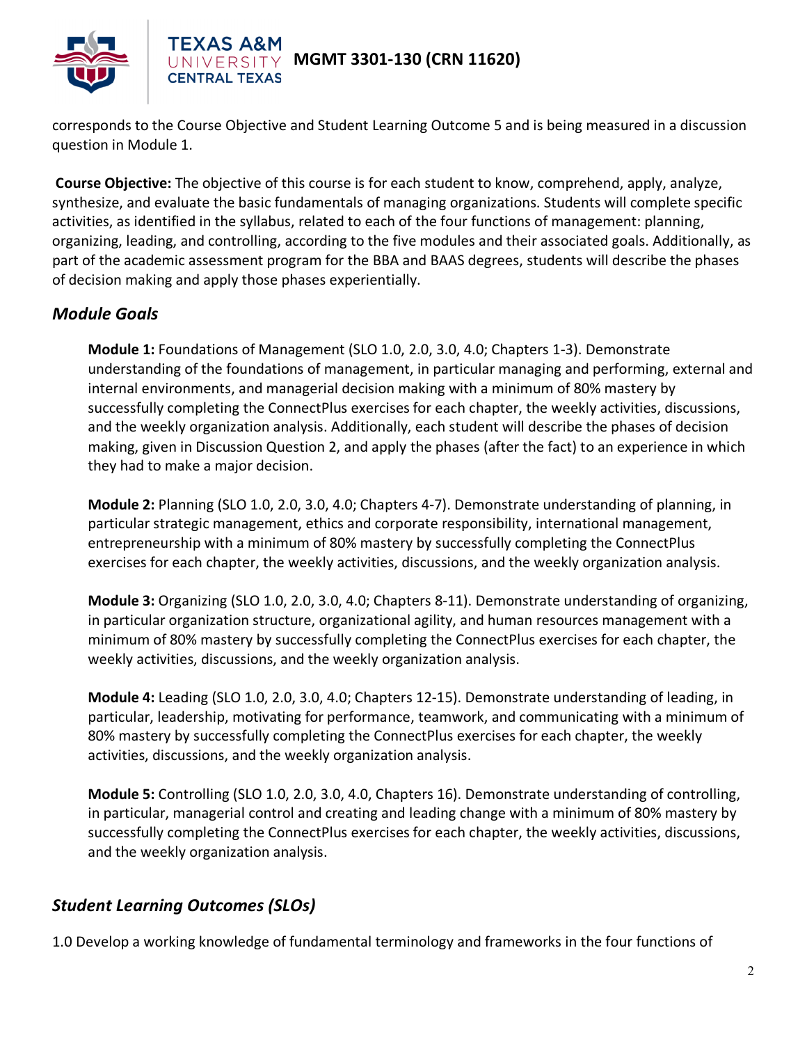corresponds to the Course Objective and Student Learning Outcome 5 and is being measured in a discussion question in Module 1.

**Course Objective:** The objective of this course is for each student to know, comprehend, apply, analyze, synthesize, and evaluate the basic fundamentals of managing organizations. Students will complete specific activities, as identified in the syllabus, related to each of the four functions of management: planning, organizing, leading, and controlling, according to the five modules and their associated goals. Additionally, as part of the academic assessment program for the BBA and BAAS degrees, students will describe the phases of decision making and apply those phases experientially.

## *Module Goals*

**Module 1:** Foundations of Management (SLO 1.0, 2.0, 3.0, 4.0; Chapters 1-3). Demonstrate understanding of the foundations of management, in particular managing and performing, external and internal environments, and managerial decision making with a minimum of 80% mastery by successfully completing the ConnectPlus exercises for each chapter, the weekly activities, discussions, and the weekly organization analysis. Additionally, each student will describe the phases of decision making, given in Discussion Question 2, and apply the phases (after the fact) to an experience in which they had to make a major decision.

**Module 2:** Planning (SLO 1.0, 2.0, 3.0, 4.0; Chapters 4-7). Demonstrate understanding of planning, in particular strategic management, ethics and corporate responsibility, international management, entrepreneurship with a minimum of 80% mastery by successfully completing the ConnectPlus exercises for each chapter, the weekly activities, discussions, and the weekly organization analysis.

**Module 3:** Organizing (SLO 1.0, 2.0, 3.0, 4.0; Chapters 8-11). Demonstrate understanding of organizing, in particular organization structure, organizational agility, and human resources management with a minimum of 80% mastery by successfully completing the ConnectPlus exercises for each chapter, the weekly activities, discussions, and the weekly organization analysis.

**Module 4:** Leading (SLO 1.0, 2.0, 3.0, 4.0; Chapters 12-15). Demonstrate understanding of leading, in particular, leadership, motivating for performance, teamwork, and communicating with a minimum of 80% mastery by successfully completing the ConnectPlus exercises for each chapter, the weekly activities, discussions, and the weekly organization analysis.

**Module 5:** Controlling (SLO 1.0, 2.0, 3.0, 4.0, Chapters 16). Demonstrate understanding of controlling, in particular, managerial control and creating and leading change with a minimum of 80% mastery by successfully completing the ConnectPlus exercises for each chapter, the weekly activities, discussions, and the weekly organization analysis.

## *Student Learning Outcomes (SLOs)*

1.0 Develop a working knowledge of fundamental terminology and frameworks in the four functions of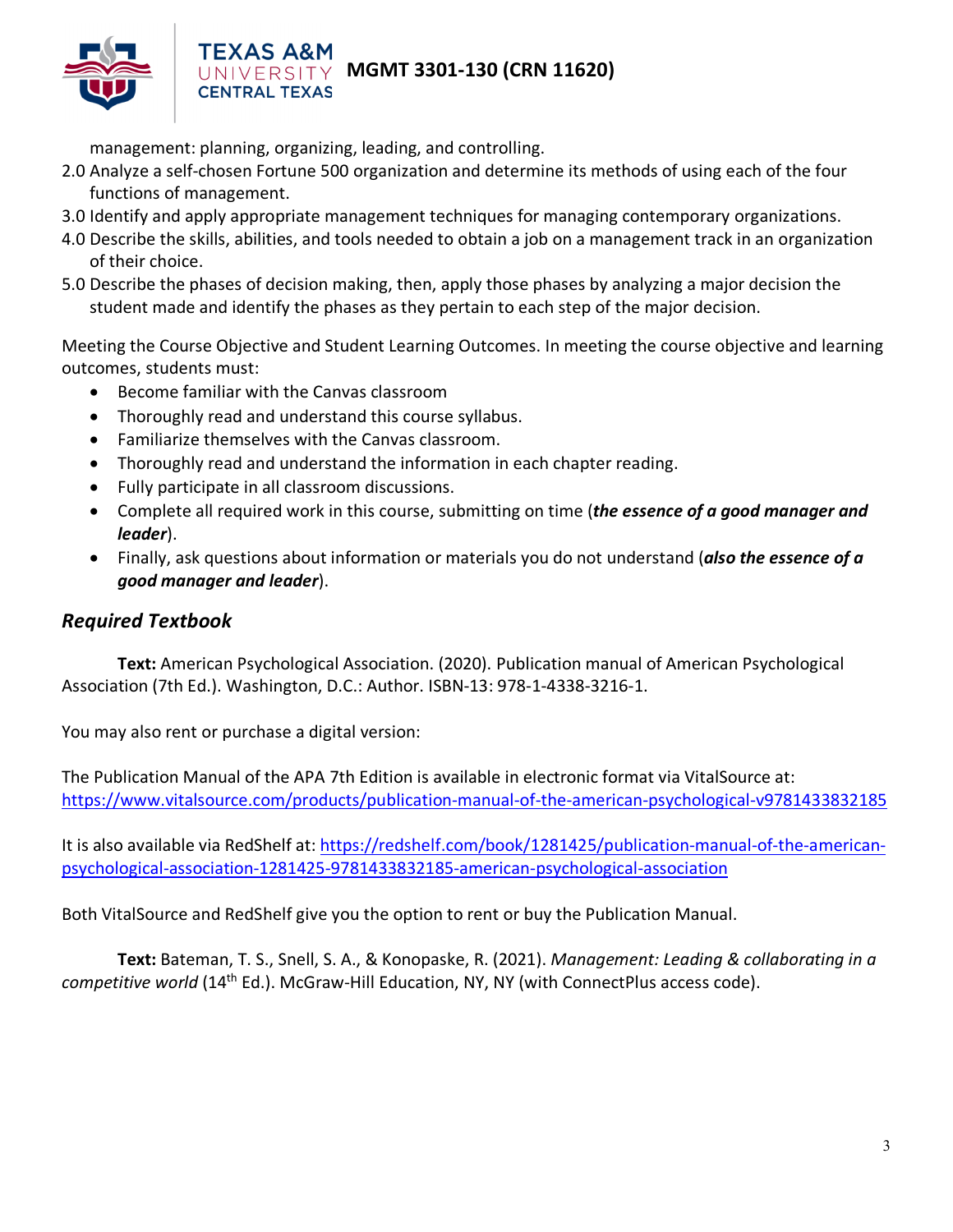management: planning, organizing, leading, and controlling.

2.0 Analyze a self-chosen Fortune 500 organization and determine its methods of using each of the four functions of management.

3.0 Identify and apply appropriate management techniques for managing contemporary organizations.

4.0 Describe the skills, abilities, and tools needed to obtain a job on a management track in an organization of their choice.

5.0 Describe the phases of decision making, then, apply those phases by analyzing a major decision the student made and identify the phases as they pertain to each step of the major decision.

Meeting the Course Objective and Student Learning Outcomes. In meeting the course objective and learning outcomes, students must:

- Become familiar with the Canvas classroom
- Thoroughly read and understand this course syllabus.
- Familiarize themselves with the Canvas classroom.
- Thoroughly read and understand the information in each chapter reading.
- Fully participate in all classroom discussions.
- Complete all required work in this course, submitting on time (***the essence of a good manager and leader***).
- Finally, ask questions about information or materials you do not understand (***also the essence of a good manager and leader***).

## *Required Textbook*

**Text:** American Psychological Association. (2020). Publication manual of American Psychological Association (7th Ed.). Washington, D.C.: Author. ISBN-13: 978-1-4338-3216-1.

You may also rent or purchase a digital version:

The Publication Manual of the APA 7th Edition is available in electronic format via VitalSource at: https://www.vitalsource.com/products/publication-manual-of-the-american-psychological-v9781433832185

It is also available via RedShelf at: https://redshelf.com/book/1281425/publication-manual-of-the-american-psychological-association-1281425-9781433832185-american-psychological-association

Both VitalSource and RedShelf give you the option to rent or buy the Publication Manual.

**Text:** Bateman, T. S., Snell, S. A., & Konopaske, R. (2021). *Management: Leading & collaborating in a competitive world* (14th Ed.). McGraw-Hill Education, NY, NY (with ConnectPlus access code).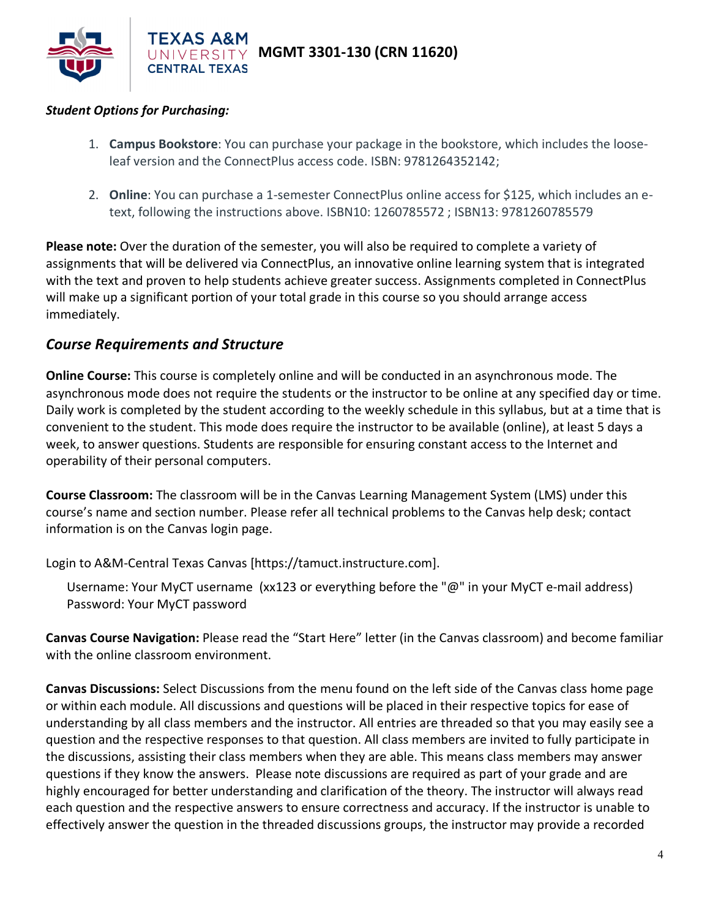***Student Options for Purchasing:***

1. **Campus Bookstore**: You can purchase your package in the bookstore, which includes the loose-leaf version and the ConnectPlus access code. ISBN: 9781264352142;

2. **Online**: You can purchase a 1-semester ConnectPlus online access for $125, which includes an e-text, following the instructions above. ISBN10: 1260785572 ; ISBN13: 9781260785579

**Please note:** Over the duration of the semester, you will also be required to complete a variety of assignments that will be delivered via ConnectPlus, an innovative online learning system that is integrated with the text and proven to help students achieve greater success. Assignments completed in ConnectPlus will make up a significant portion of your total grade in this course so you should arrange access immediately.

## *Course Requirements and Structure*

**Online Course:** This course is completely online and will be conducted in an asynchronous mode. The asynchronous mode does not require the students or the instructor to be online at any specified day or time. Daily work is completed by the student according to the weekly schedule in this syllabus, but at a time that is convenient to the student. This mode does require the instructor to be available (online), at least 5 days a week, to answer questions. Students are responsible for ensuring constant access to the Internet and operability of their personal computers.

**Course Classroom:** The classroom will be in the Canvas Learning Management System (LMS) under this course's name and section number. Please refer all technical problems to the Canvas help desk; contact information is on the Canvas login page.

Login to A&M-Central Texas Canvas [https://tamuct.instructure.com].

Username: Your MyCT username (xx123 or everything before the "@" in your MyCT e-mail address)
Password: Your MyCT password

**Canvas Course Navigation:** Please read the "Start Here" letter (in the Canvas classroom) and become familiar with the online classroom environment.

**Canvas Discussions:** Select Discussions from the menu found on the left side of the Canvas class home page or within each module. All discussions and questions will be placed in their respective topics for ease of understanding by all class members and the instructor. All entries are threaded so that you may easily see a question and the respective responses to that question. All class members are invited to fully participate in the discussions, assisting their class members when they are able. This means class members may answer questions if they know the answers. Please note discussions are required as part of your grade and are highly encouraged for better understanding and clarification of the theory. The instructor will always read each question and the respective answers to ensure correctness and accuracy. If the instructor is unable to effectively answer the question in the threaded discussions groups, the instructor may provide a recorded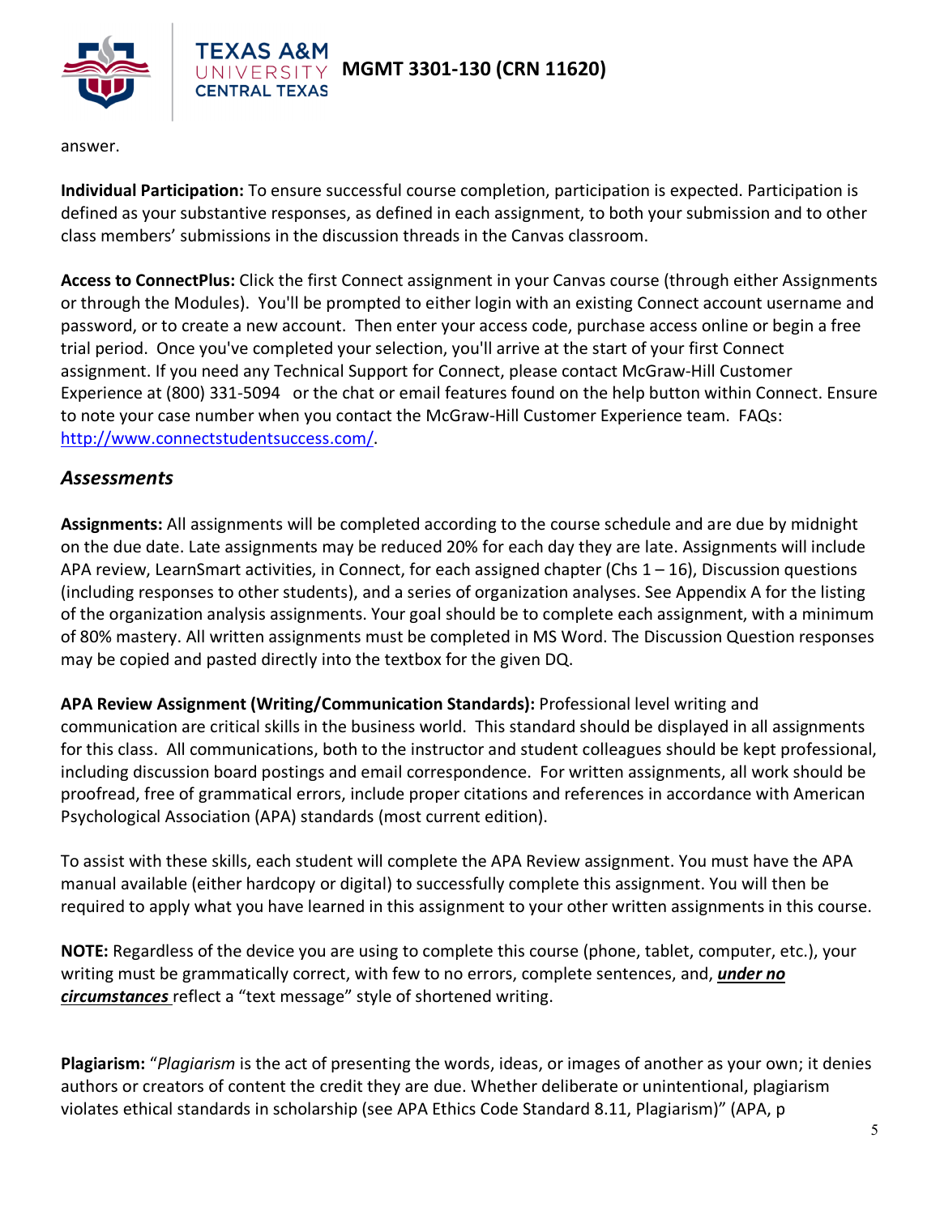answer.

**Individual Participation:** To ensure successful course completion, participation is expected. Participation is defined as your substantive responses, as defined in each assignment, to both your submission and to other class members' submissions in the discussion threads in the Canvas classroom.

**Access to ConnectPlus:** Click the first Connect assignment in your Canvas course (through either Assignments or through the Modules). You'll be prompted to either login with an existing Connect account username and password, or to create a new account. Then enter your access code, purchase access online or begin a free trial period. Once you've completed your selection, you'll arrive at the start of your first Connect assignment. If you need any Technical Support for Connect, please contact McGraw-Hill Customer Experience at (800) 331-5094 or the chat or email features found on the help button within Connect. Ensure to note your case number when you contact the McGraw-Hill Customer Experience team. FAQs: http://www.connectstudentsuccess.com/.

## *Assessments*

**Assignments:** All assignments will be completed according to the course schedule and are due by midnight on the due date. Late assignments may be reduced 20% for each day they are late. Assignments will include APA review, LearnSmart activities, in Connect, for each assigned chapter (Chs 1 – 16), Discussion questions (including responses to other students), and a series of organization analyses. See Appendix A for the listing of the organization analysis assignments. Your goal should be to complete each assignment, with a minimum of 80% mastery. All written assignments must be completed in MS Word. The Discussion Question responses may be copied and pasted directly into the textbox for the given DQ.

**APA Review Assignment (Writing/Communication Standards):** Professional level writing and communication are critical skills in the business world. This standard should be displayed in all assignments for this class. All communications, both to the instructor and student colleagues should be kept professional, including discussion board postings and email correspondence. For written assignments, all work should be proofread, free of grammatical errors, include proper citations and references in accordance with American Psychological Association (APA) standards (most current edition).

To assist with these skills, each student will complete the APA Review assignment. You must have the APA manual available (either hardcopy or digital) to successfully complete this assignment. You will then be required to apply what you have learned in this assignment to your other written assignments in this course.

**NOTE:** Regardless of the device you are using to complete this course (phone, tablet, computer, etc.), your writing must be grammatically correct, with few to no errors, complete sentences, and, ***under no circumstances*** reflect a "text message" style of shortened writing.

**Plagiarism:** "*Plagiarism* is the act of presenting the words, ideas, or images of another as your own; it denies authors or creators of content the credit they are due. Whether deliberate or unintentional, plagiarism violates ethical standards in scholarship (see APA Ethics Code Standard 8.11, Plagiarism)" (APA, p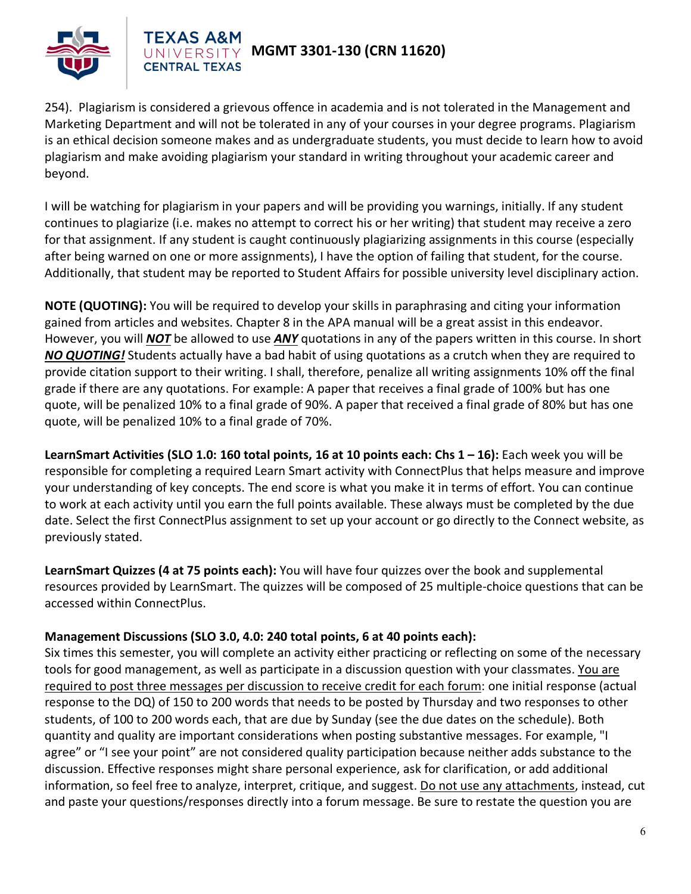254). Plagiarism is considered a grievous offence in academia and is not tolerated in the Management and Marketing Department and will not be tolerated in any of your courses in your degree programs. Plagiarism is an ethical decision someone makes and as undergraduate students, you must decide to learn how to avoid plagiarism and make avoiding plagiarism your standard in writing throughout your academic career and beyond.

I will be watching for plagiarism in your papers and will be providing you warnings, initially. If any student continues to plagiarize (i.e. makes no attempt to correct his or her writing) that student may receive a zero for that assignment. If any student is caught continuously plagiarizing assignments in this course (especially after being warned on one or more assignments), I have the option of failing that student, for the course. Additionally, that student may be reported to Student Affairs for possible university level disciplinary action.

**NOTE (QUOTING):** You will be required to develop your skills in paraphrasing and citing your information gained from articles and websites. Chapter 8 in the APA manual will be a great assist in this endeavor. However, you will ***NOT*** be allowed to use ***ANY*** quotations in any of the papers written in this course. In short ***NO QUOTING!*** Students actually have a bad habit of using quotations as a crutch when they are required to provide citation support to their writing. I shall, therefore, penalize all writing assignments 10% off the final grade if there are any quotations. For example: A paper that receives a final grade of 100% but has one quote, will be penalized 10% to a final grade of 90%. A paper that received a final grade of 80% but has one quote, will be penalized 10% to a final grade of 70%.

**LearnSmart Activities (SLO 1.0: 160 total points, 16 at 10 points each: Chs 1 – 16):** Each week you will be responsible for completing a required Learn Smart activity with ConnectPlus that helps measure and improve your understanding of key concepts. The end score is what you make it in terms of effort. You can continue to work at each activity until you earn the full points available. These always must be completed by the due date. Select the first ConnectPlus assignment to set up your account or go directly to the Connect website, as previously stated.

**LearnSmart Quizzes (4 at 75 points each):** You will have four quizzes over the book and supplemental resources provided by LearnSmart. The quizzes will be composed of 25 multiple-choice questions that can be accessed within ConnectPlus.

**Management Discussions (SLO 3.0, 4.0: 240 total points, 6 at 40 points each):**
Six times this semester, you will complete an activity either practicing or reflecting on some of the necessary tools for good management, as well as participate in a discussion question with your classmates. <u>You are required to post three messages per discussion to receive credit for each forum</u>: one initial response (actual response to the DQ) of 150 to 200 words that needs to be posted by Thursday and two responses to other students, of 100 to 200 words each, that are due by Sunday (see the due dates on the schedule). Both quantity and quality are important considerations when posting substantive messages. For example, "I agree" or "I see your point" are not considered quality participation because neither adds substance to the discussion. Effective responses might share personal experience, ask for clarification, or add additional information, so feel free to analyze, interpret, critique, and suggest. <u>Do not use any attachments</u>, instead, cut and paste your questions/responses directly into a forum message. Be sure to restate the question you are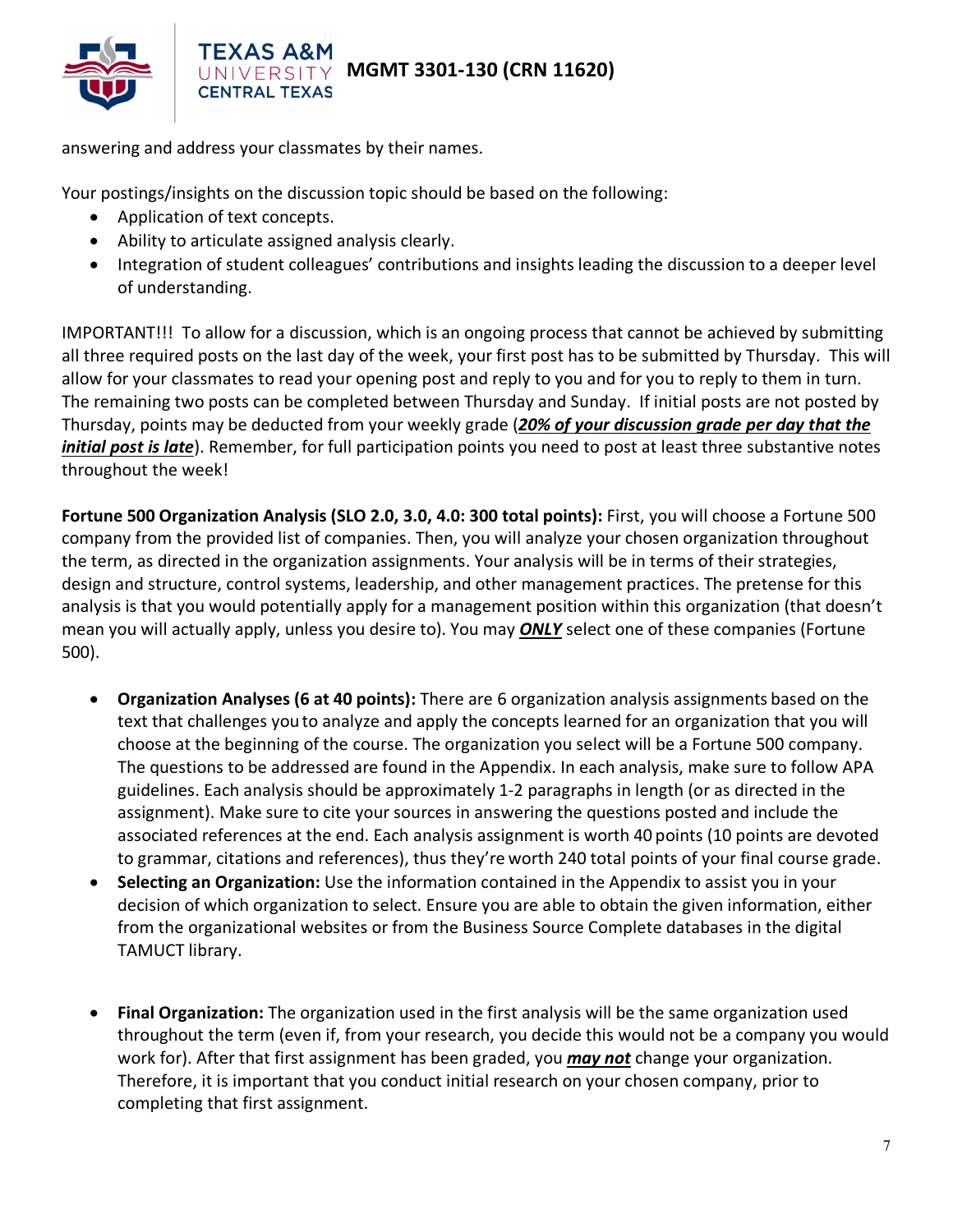answering and address your classmates by their names.

Your postings/insights on the discussion topic should be based on the following:

- Application of text concepts.
- Ability to articulate assigned analysis clearly.
- Integration of student colleagues' contributions and insights leading the discussion to a deeper level of understanding.

IMPORTANT!!! To allow for a discussion, which is an ongoing process that cannot be achieved by submitting all three required posts on the last day of the week, your first post has to be submitted by Thursday. This will allow for your classmates to read your opening post and reply to you and for you to reply to them in turn. The remaining two posts can be completed between Thursday and Sunday. If initial posts are not posted by Thursday, points may be deducted from your weekly grade (***20% of your discussion grade per day that the initial post is late***). Remember, for full participation points you need to post at least three substantive notes throughout the week!

**Fortune 500 Organization Analysis (SLO 2.0, 3.0, 4.0: 300 total points):** First, you will choose a Fortune 500 company from the provided list of companies. Then, you will analyze your chosen organization throughout the term, as directed in the organization assignments. Your analysis will be in terms of their strategies, design and structure, control systems, leadership, and other management practices. The pretense for this analysis is that you would potentially apply for a management position within this organization (that doesn't mean you will actually apply, unless you desire to). You may ***ONLY*** select one of these companies (Fortune 500).

- **Organization Analyses (6 at 40 points):** There are 6 organization analysis assignments based on the text that challenges you to analyze and apply the concepts learned for an organization that you will choose at the beginning of the course. The organization you select will be a Fortune 500 company. The questions to be addressed are found in the Appendix. In each analysis, make sure to follow APA guidelines. Each analysis should be approximately 1-2 paragraphs in length (or as directed in the assignment). Make sure to cite your sources in answering the questions posted and include the associated references at the end. Each analysis assignment is worth 40 points (10 points are devoted to grammar, citations and references), thus they're worth 240 total points of your final course grade.
- **Selecting an Organization:** Use the information contained in the Appendix to assist you in your decision of which organization to select. Ensure you are able to obtain the given information, either from the organizational websites or from the Business Source Complete databases in the digital TAMUCT library.
- **Final Organization:** The organization used in the first analysis will be the same organization used throughout the term (even if, from your research, you decide this would not be a company you would work for). After that first assignment has been graded, you ***may not*** change your organization. Therefore, it is important that you conduct initial research on your chosen company, prior to completing that first assignment.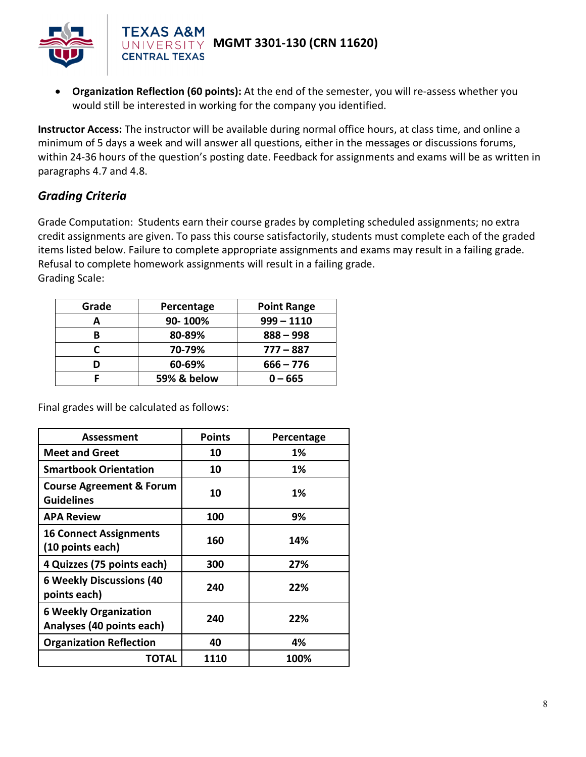- **Organization Reflection (60 points):** At the end of the semester, you will re-assess whether you would still be interested in working for the company you identified.

**Instructor Access:** The instructor will be available during normal office hours, at class time, and online a minimum of 5 days a week and will answer all questions, either in the messages or discussions forums, within 24-36 hours of the question's posting date. Feedback for assignments and exams will be as written in paragraphs 4.7 and 4.8.

### *Grading Criteria*

Grade Computation: Students earn their course grades by completing scheduled assignments; no extra credit assignments are given. To pass this course satisfactorily, students must complete each of the graded items listed below. Failure to complete appropriate assignments and exams may result in a failing grade. Refusal to complete homework assignments will result in a failing grade.
Grading Scale:

| Grade | Percentage | Point Range |
|---|---|---|
| **A** | **90- 100%** | **999 – 1110** |
| **B** | **80-89%** | **888 – 998** |
| **C** | **70-79%** | **777 – 887** |
| **D** | **60-69%** | **666 – 776** |
| **F** | **59% & below** | **0 – 665** |

Final grades will be calculated as follows:

| Assessment | Points | Percentage |
|---|---|---|
| **Meet and Greet** | **10** | **1%** |
| **Smartbook Orientation** | **10** | **1%** |
| **Course Agreement & Forum Guidelines** | **10** | **1%** |
| **APA Review** | **100** | **9%** |
| **16 Connect Assignments (10 points each)** | **160** | **14%** |
| **4 Quizzes (75 points each)** | **300** | **27%** |
| **6 Weekly Discussions (40 points each)** | **240** | **22%** |
| **6 Weekly Organization Analyses (40 points each)** | **240** | **22%** |
| **Organization Reflection** | **40** | **4%** |
| **TOTAL** | **1110** | **100%** |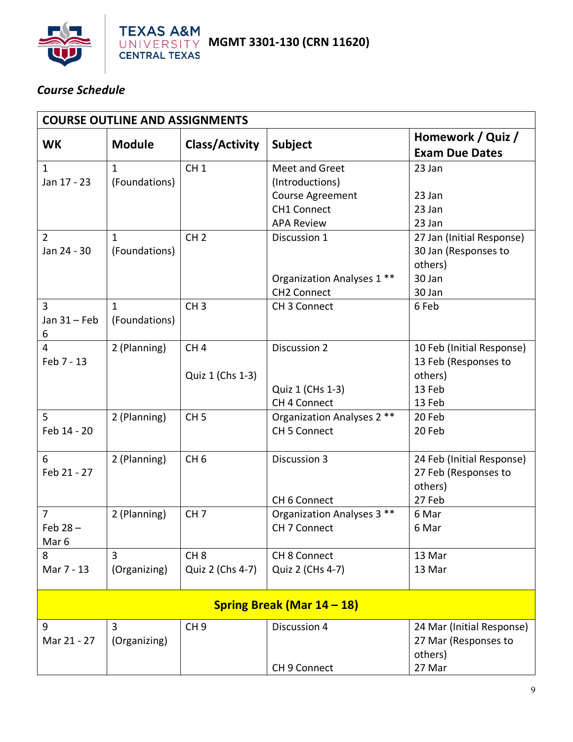**MGMT 3301-130 (CRN 11620)**

*Course Schedule*

| COURSE OUTLINE AND ASSIGNMENTS | | | | |
|---|---|---|---|---|
| **WK** | **Module** | **Class/Activity** | **Subject** | **Homework / Quiz / Exam Due Dates** |
| 1<br>Jan 17 - 23 | 1<br>(Foundations) | CH 1 | Meet and Greet (Introductions)<br>Course Agreement<br>CH1 Connect<br>APA Review | 23 Jan<br><br>23 Jan<br>23 Jan<br>23 Jan |
| 2<br>Jan 24 - 30 | 1<br>(Foundations) | CH 2 | Discussion 1<br><br><br>Organization Analyses 1 **<br>CH2 Connect | 27 Jan (Initial Response)<br>30 Jan (Responses to others)<br>30 Jan<br>30 Jan |
| 3<br>Jan 31 – Feb 6 | 1<br>(Foundations) | CH 3 | CH 3 Connect | 6 Feb |
| 4<br>Feb 7 - 13 | 2 (Planning) | CH 4<br><br>Quiz 1 (Chs 1-3) | Discussion 2<br><br><br>Quiz 1 (CHs 1-3)<br>CH 4 Connect | 10 Feb (Initial Response)<br>13 Feb (Responses to others)<br>13 Feb<br>13 Feb |
| 5<br>Feb 14 - 20 | 2 (Planning) | CH 5 | Organization Analyses 2 **<br>CH 5 Connect | 20 Feb<br>20 Feb |
| 6<br>Feb 21 - 27 | 2 (Planning) | CH 6 | Discussion 3<br><br><br>CH 6 Connect | 24 Feb (Initial Response)<br>27 Feb (Responses to others)<br>27 Feb |
| 7<br>Feb 28 – Mar 6 | 2 (Planning) | CH 7 | Organization Analyses 3 **<br>CH 7 Connect | 6 Mar<br>6 Mar |
| 8<br>Mar 7 - 13 | 3<br>(Organizing) | CH 8<br>Quiz 2 (Chs 4-7) | CH 8 Connect<br>Quiz 2 (CHs 4-7) | 13 Mar<br>13 Mar |
| **Spring Break (Mar 14 – 18)** | | | | |
| 9<br>Mar 21 - 27 | 3<br>(Organizing) | CH 9 | Discussion 4<br><br><br>CH 9 Connect | 24 Mar (Initial Response)<br>27 Mar (Responses to others)<br>27 Mar |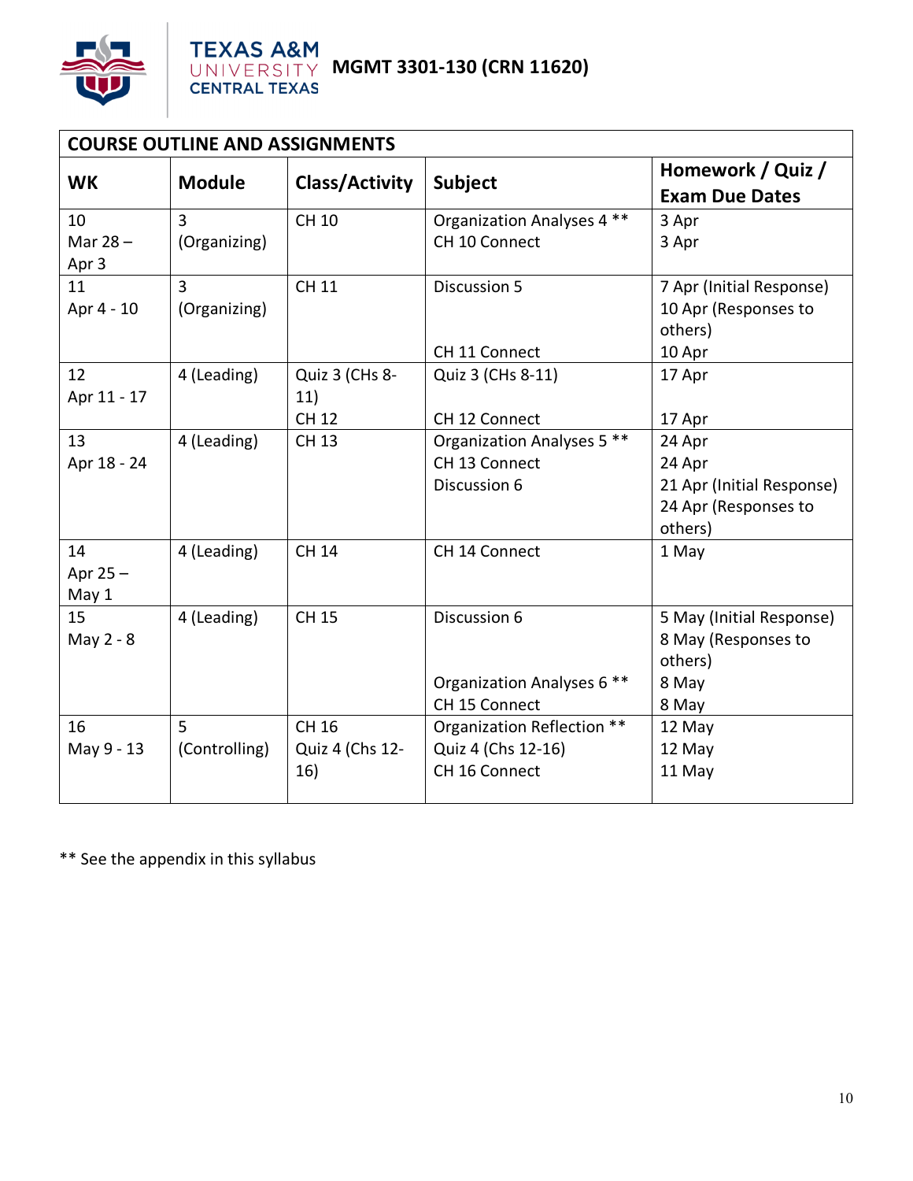**MGMT 3301-130 (CRN 11620)**

| COURSE OUTLINE AND ASSIGNMENTS | | | | |
|---|---|---|---|---|
| **WK** | **Module** | **Class/Activity** | **Subject** | **Homework / Quiz / Exam Due Dates** |
| 10<br>Mar 28 – Apr 3 | 3<br>(Organizing) | CH 10 | Organization Analyses 4 **<br>CH 10 Connect | 3 Apr<br>3 Apr |
| 11<br>Apr 4 - 10 | 3<br>(Organizing) | CH 11 | Discussion 5<br><br>CH 11 Connect | 7 Apr (Initial Response)<br>10 Apr (Responses to others)<br>10 Apr |
| 12<br>Apr 11 - 17 | 4 (Leading) | Quiz 3 (CHs 8-11)<br>CH 12 | Quiz 3 (CHs 8-11)<br><br>CH 12 Connect | 17 Apr<br><br>17 Apr |
| 13<br>Apr 18 - 24 | 4 (Leading) | CH 13 | Organization Analyses 5 **<br>CH 13 Connect<br>Discussion 6 | 24 Apr<br>24 Apr<br>21 Apr (Initial Response)<br>24 Apr (Responses to others) |
| 14<br>Apr 25 – May 1 | 4 (Leading) | CH 14 | CH 14 Connect | 1 May |
| 15<br>May 2 - 8 | 4 (Leading) | CH 15 | Discussion 6<br><br>Organization Analyses 6 **<br>CH 15 Connect | 5 May (Initial Response)<br>8 May (Responses to others)<br>8 May<br>8 May |
| 16<br>May 9 - 13 | 5<br>(Controlling) | CH 16<br>Quiz 4 (Chs 12-16) | Organization Reflection **<br>Quiz 4 (Chs 12-16)<br>CH 16 Connect | 12 May<br>12 May<br>11 May |

** See the appendix in this syllabus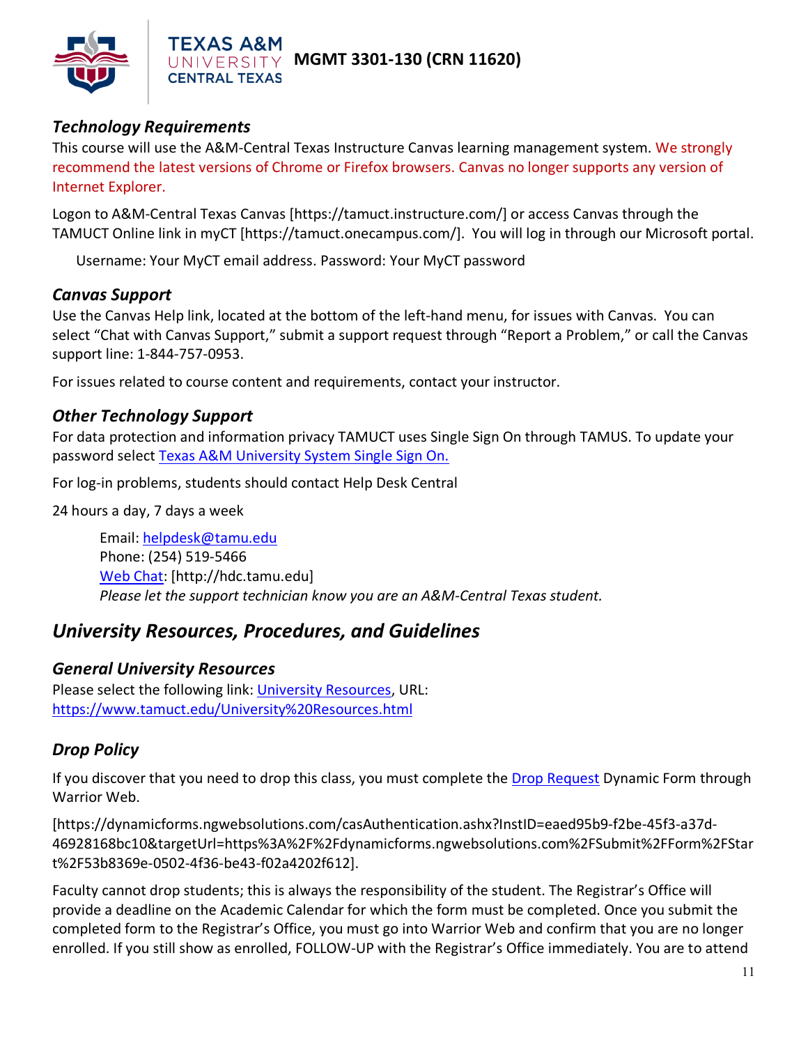### *Technology Requirements*

This course will use the A&M-Central Texas Instructure Canvas learning management system. We strongly recommend the latest versions of Chrome or Firefox browsers. Canvas no longer supports any version of Internet Explorer.

Logon to A&M-Central Texas Canvas [https://tamuct.instructure.com/] or access Canvas through the TAMUCT Online link in myCT [https://tamuct.onecampus.com/]. You will log in through our Microsoft portal.

Username: Your MyCT email address. Password: Your MyCT password

### *Canvas Support*

Use the Canvas Help link, located at the bottom of the left-hand menu, for issues with Canvas. You can select "Chat with Canvas Support," submit a support request through "Report a Problem," or call the Canvas support line: 1-844-757-0953.

For issues related to course content and requirements, contact your instructor.

### *Other Technology Support*

For data protection and information privacy TAMUCT uses Single Sign On through TAMUS. To update your password select Texas A&M University System Single Sign On.

For log-in problems, students should contact Help Desk Central

24 hours a day, 7 days a week

Email: helpdesk@tamu.edu
Phone: (254) 519-5466
Web Chat: [http://hdc.tamu.edu]
*Please let the support technician know you are an A&M-Central Texas student.*

## *University Resources, Procedures, and Guidelines*

### *General University Resources*

Please select the following link: University Resources, URL: https://www.tamuct.edu/University%20Resources.html

### *Drop Policy*

If you discover that you need to drop this class, you must complete the Drop Request Dynamic Form through Warrior Web.

[https://dynamicforms.ngwebsolutions.com/casAuthentication.ashx?InstID=eaed95b9-f2be-45f3-a37d-46928168bc10&targetUrl=https%3A%2F%2Fdynamicforms.ngwebsolutions.com%2FSubmit%2FForm%2FStart%2F53b8369e-0502-4f36-be43-f02a4202f612].

Faculty cannot drop students; this is always the responsibility of the student. The Registrar's Office will provide a deadline on the Academic Calendar for which the form must be completed. Once you submit the completed form to the Registrar's Office, you must go into Warrior Web and confirm that you are no longer enrolled. If you still show as enrolled, FOLLOW-UP with the Registrar's Office immediately. You are to attend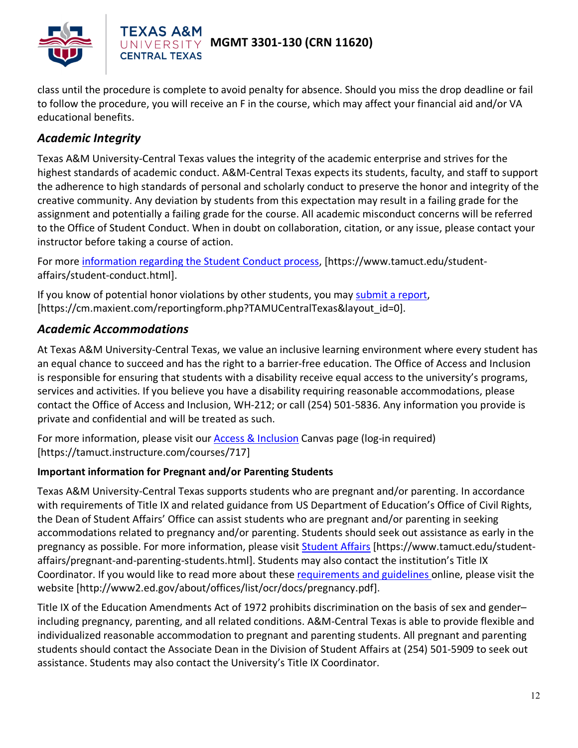class until the procedure is complete to avoid penalty for absence. Should you miss the drop deadline or fail to follow the procedure, you will receive an F in the course, which may affect your financial aid and/or VA educational benefits.

## *Academic Integrity*

Texas A&M University-Central Texas values the integrity of the academic enterprise and strives for the highest standards of academic conduct. A&M-Central Texas expects its students, faculty, and staff to support the adherence to high standards of personal and scholarly conduct to preserve the honor and integrity of the creative community. Any deviation by students from this expectation may result in a failing grade for the assignment and potentially a failing grade for the course. All academic misconduct concerns will be referred to the Office of Student Conduct. When in doubt on collaboration, citation, or any issue, please contact your instructor before taking a course of action.

For more information regarding the Student Conduct process, [https://www.tamuct.edu/student-affairs/student-conduct.html].

If you know of potential honor violations by other students, you may submit a report, [https://cm.maxient.com/reportingform.php?TAMUCentralTexas&layout_id=0].

## *Academic Accommodations*

At Texas A&M University-Central Texas, we value an inclusive learning environment where every student has an equal chance to succeed and has the right to a barrier-free education. The Office of Access and Inclusion is responsible for ensuring that students with a disability receive equal access to the university's programs, services and activities. If you believe you have a disability requiring reasonable accommodations, please contact the Office of Access and Inclusion, WH-212; or call (254) 501-5836. Any information you provide is private and confidential and will be treated as such.

For more information, please visit our Access & Inclusion Canvas page (log-in required) [https://tamuct.instructure.com/courses/717]

**Important information for Pregnant and/or Parenting Students**

Texas A&M University-Central Texas supports students who are pregnant and/or parenting. In accordance with requirements of Title IX and related guidance from US Department of Education's Office of Civil Rights, the Dean of Student Affairs' Office can assist students who are pregnant and/or parenting in seeking accommodations related to pregnancy and/or parenting. Students should seek out assistance as early in the pregnancy as possible. For more information, please visit Student Affairs [https://www.tamuct.edu/student-affairs/pregnant-and-parenting-students.html]. Students may also contact the institution's Title IX Coordinator. If you would like to read more about these requirements and guidelines online, please visit the website [http://www2.ed.gov/about/offices/list/ocr/docs/pregnancy.pdf].

Title IX of the Education Amendments Act of 1972 prohibits discrimination on the basis of sex and gender–including pregnancy, parenting, and all related conditions. A&M-Central Texas is able to provide flexible and individualized reasonable accommodation to pregnant and parenting students. All pregnant and parenting students should contact the Associate Dean in the Division of Student Affairs at (254) 501-5909 to seek out assistance. Students may also contact the University's Title IX Coordinator.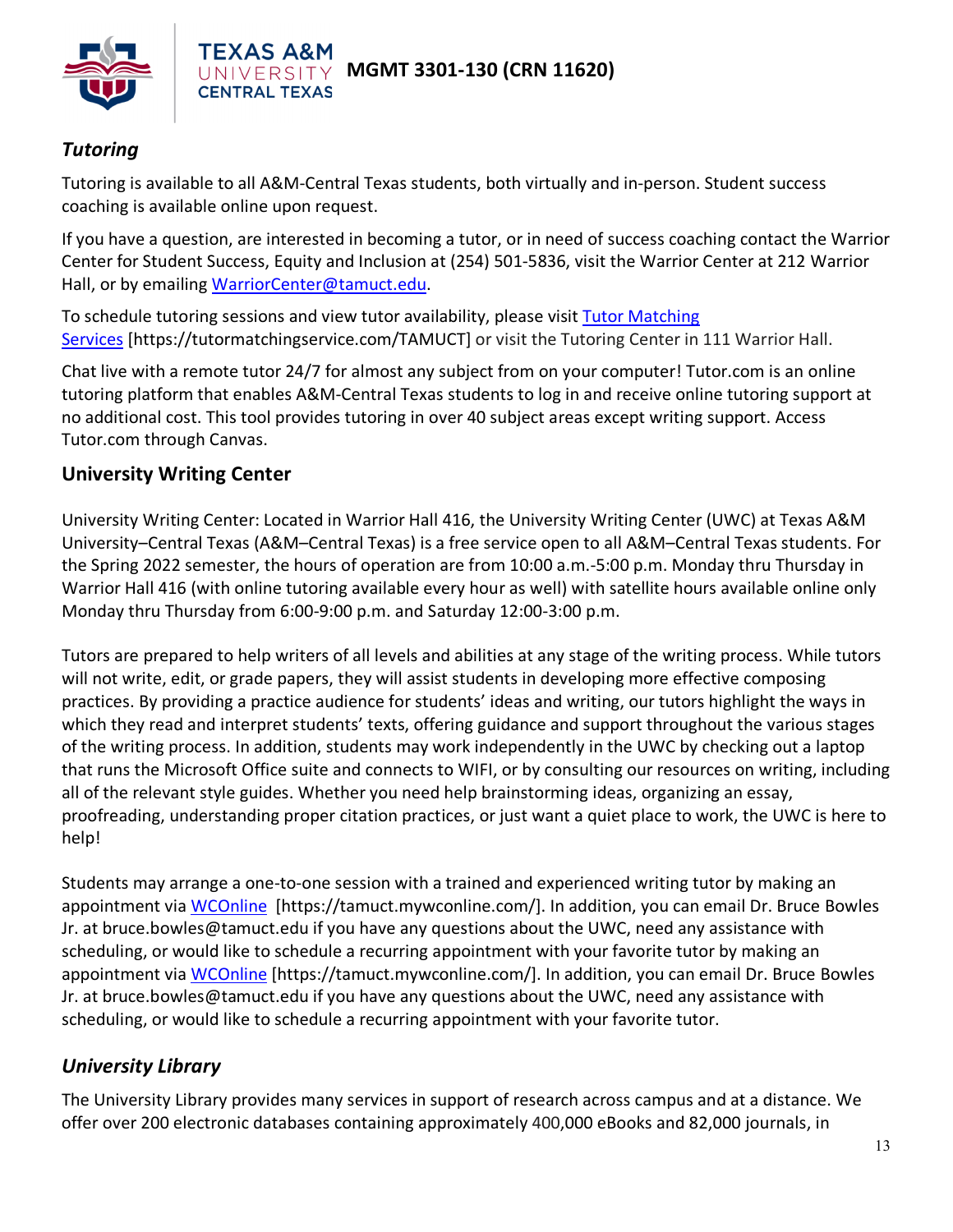### *Tutoring*

Tutoring is available to all A&M-Central Texas students, both virtually and in-person. Student success coaching is available online upon request.

If you have a question, are interested in becoming a tutor, or in need of success coaching contact the Warrior Center for Student Success, Equity and Inclusion at (254) 501-5836, visit the Warrior Center at 212 Warrior Hall, or by emailing WarriorCenter@tamuct.edu.

To schedule tutoring sessions and view tutor availability, please visit Tutor Matching Services [https://tutormatchingservice.com/TAMUCT] or visit the Tutoring Center in 111 Warrior Hall.

Chat live with a remote tutor 24/7 for almost any subject from on your computer! Tutor.com is an online tutoring platform that enables A&M-Central Texas students to log in and receive online tutoring support at no additional cost. This tool provides tutoring in over 40 subject areas except writing support. Access Tutor.com through Canvas.

### University Writing Center

University Writing Center: Located in Warrior Hall 416, the University Writing Center (UWC) at Texas A&M University–Central Texas (A&M–Central Texas) is a free service open to all A&M–Central Texas students. For the Spring 2022 semester, the hours of operation are from 10:00 a.m.-5:00 p.m. Monday thru Thursday in Warrior Hall 416 (with online tutoring available every hour as well) with satellite hours available online only Monday thru Thursday from 6:00-9:00 p.m. and Saturday 12:00-3:00 p.m.

Tutors are prepared to help writers of all levels and abilities at any stage of the writing process. While tutors will not write, edit, or grade papers, they will assist students in developing more effective composing practices. By providing a practice audience for students' ideas and writing, our tutors highlight the ways in which they read and interpret students' texts, offering guidance and support throughout the various stages of the writing process. In addition, students may work independently in the UWC by checking out a laptop that runs the Microsoft Office suite and connects to WIFI, or by consulting our resources on writing, including all of the relevant style guides. Whether you need help brainstorming ideas, organizing an essay, proofreading, understanding proper citation practices, or just want a quiet place to work, the UWC is here to help!

Students may arrange a one-to-one session with a trained and experienced writing tutor by making an appointment via WCOnline [https://tamuct.mywconline.com/]. In addition, you can email Dr. Bruce Bowles Jr. at bruce.bowles@tamuct.edu if you have any questions about the UWC, need any assistance with scheduling, or would like to schedule a recurring appointment with your favorite tutor by making an appointment via WCOnline [https://tamuct.mywconline.com/]. In addition, you can email Dr. Bruce Bowles Jr. at bruce.bowles@tamuct.edu if you have any questions about the UWC, need any assistance with scheduling, or would like to schedule a recurring appointment with your favorite tutor.

### *University Library*

The University Library provides many services in support of research across campus and at a distance. We offer over 200 electronic databases containing approximately 400,000 eBooks and 82,000 journals, in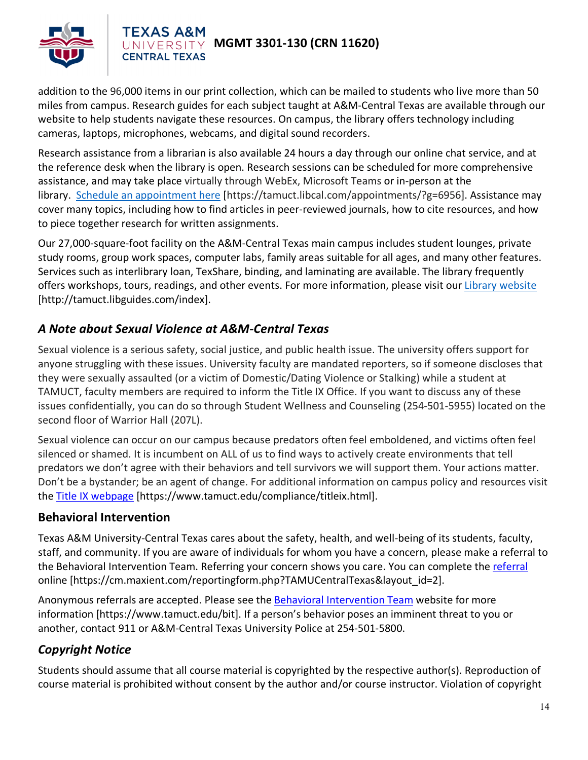addition to the 96,000 items in our print collection, which can be mailed to students who live more than 50 miles from campus. Research guides for each subject taught at A&M-Central Texas are available through our website to help students navigate these resources. On campus, the library offers technology including cameras, laptops, microphones, webcams, and digital sound recorders.

Research assistance from a librarian is also available 24 hours a day through our online chat service, and at the reference desk when the library is open. Research sessions can be scheduled for more comprehensive assistance, and may take place virtually through WebEx, Microsoft Teams or in-person at the library. Schedule an appointment here [https://tamuct.libcal.com/appointments/?g=6956]. Assistance may cover many topics, including how to find articles in peer-reviewed journals, how to cite resources, and how to piece together research for written assignments.

Our 27,000-square-foot facility on the A&M-Central Texas main campus includes student lounges, private study rooms, group work spaces, computer labs, family areas suitable for all ages, and many other features. Services such as interlibrary loan, TexShare, binding, and laminating are available. The library frequently offers workshops, tours, readings, and other events. For more information, please visit our Library website [http://tamuct.libguides.com/index].

## *A Note about Sexual Violence at A&M-Central Texas*

Sexual violence is a serious safety, social justice, and public health issue. The university offers support for anyone struggling with these issues. University faculty are mandated reporters, so if someone discloses that they were sexually assaulted (or a victim of Domestic/Dating Violence or Stalking) while a student at TAMUCT, faculty members are required to inform the Title IX Office. If you want to discuss any of these issues confidentially, you can do so through Student Wellness and Counseling (254-501-5955) located on the second floor of Warrior Hall (207L).

Sexual violence can occur on our campus because predators often feel emboldened, and victims often feel silenced or shamed. It is incumbent on ALL of us to find ways to actively create environments that tell predators we don't agree with their behaviors and tell survivors we will support them. Your actions matter. Don't be a bystander; be an agent of change. For additional information on campus policy and resources visit the Title IX webpage [https://www.tamuct.edu/compliance/titleix.html].

## Behavioral Intervention

Texas A&M University-Central Texas cares about the safety, health, and well-being of its students, faculty, staff, and community. If you are aware of individuals for whom you have a concern, please make a referral to the Behavioral Intervention Team. Referring your concern shows you care. You can complete the referral online [https://cm.maxient.com/reportingform.php?TAMUCentralTexas&layout_id=2].

Anonymous referrals are accepted. Please see the Behavioral Intervention Team website for more information [https://www.tamuct.edu/bit]. If a person's behavior poses an imminent threat to you or another, contact 911 or A&M-Central Texas University Police at 254-501-5800.

## *Copyright Notice*

Students should assume that all course material is copyrighted by the respective author(s). Reproduction of course material is prohibited without consent by the author and/or course instructor. Violation of copyright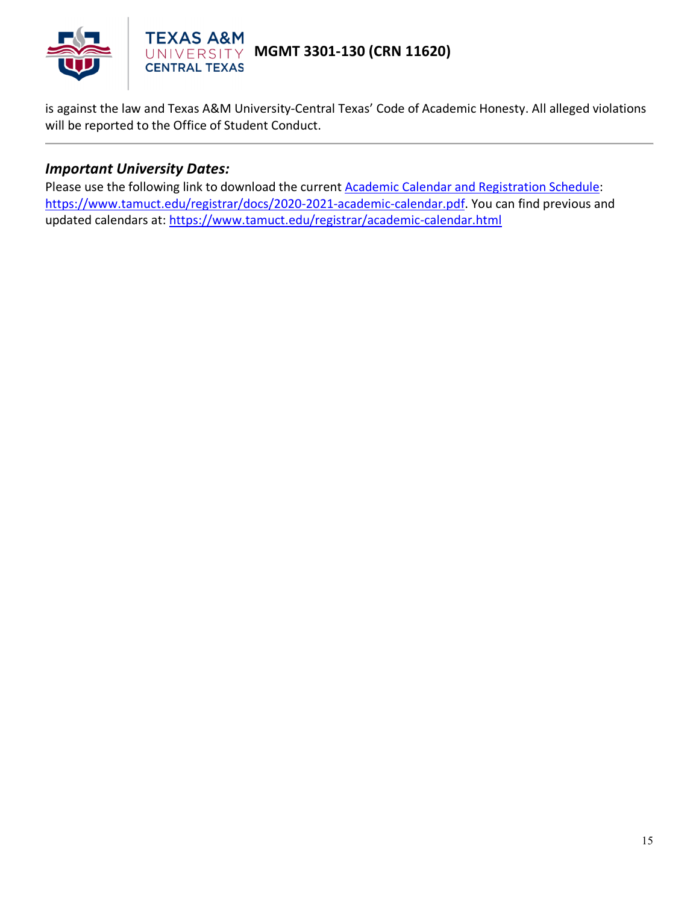is against the law and Texas A&M University-Central Texas' Code of Academic Honesty. All alleged violations will be reported to the Office of Student Conduct.

---

### *Important University Dates:*

Please use the following link to download the current [Academic Calendar and Registration Schedule](https://www.tamuct.edu/registrar/docs/2020-2021-academic-calendar.pdf): [https://www.tamuct.edu/registrar/docs/2020-2021-academic-calendar.pdf](https://www.tamuct.edu/registrar/docs/2020-2021-academic-calendar.pdf). You can find previous and updated calendars at: [https://www.tamuct.edu/registrar/academic-calendar.html](https://www.tamuct.edu/registrar/academic-calendar.html)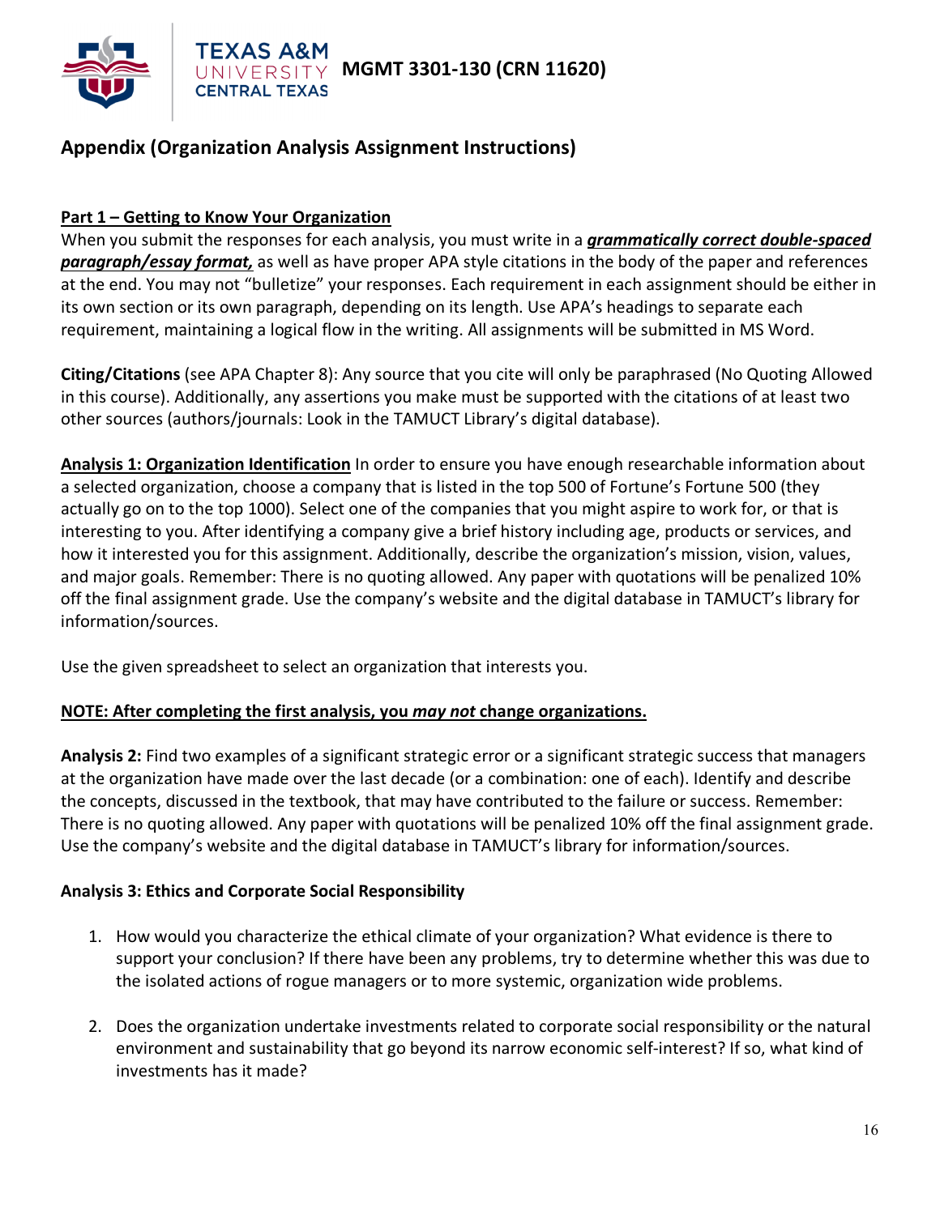## Appendix (Organization Analysis Assignment Instructions)

**Part 1 – Getting to Know Your Organization**

When you submit the responses for each analysis, you must write in a ***grammatically correct double-spaced paragraph/essay format,*** as well as have proper APA style citations in the body of the paper and references at the end. You may not "bulletize" your responses. Each requirement in each assignment should be either in its own section or its own paragraph, depending on its length. Use APA's headings to separate each requirement, maintaining a logical flow in the writing. All assignments will be submitted in MS Word.

**Citing/Citations** (see APA Chapter 8): Any source that you cite will only be paraphrased (No Quoting Allowed in this course). Additionally, any assertions you make must be supported with the citations of at least two other sources (authors/journals: Look in the TAMUCT Library's digital database).

**Analysis 1: Organization Identification** In order to ensure you have enough researchable information about a selected organization, choose a company that is listed in the top 500 of Fortune's Fortune 500 (they actually go on to the top 1000). Select one of the companies that you might aspire to work for, or that is interesting to you. After identifying a company give a brief history including age, products or services, and how it interested you for this assignment. Additionally, describe the organization's mission, vision, values, and major goals. Remember: There is no quoting allowed. Any paper with quotations will be penalized 10% off the final assignment grade. Use the company's website and the digital database in TAMUCT's library for information/sources.

Use the given spreadsheet to select an organization that interests you.

**NOTE: After completing the first analysis, you *may not* change organizations.**

**Analysis 2:** Find two examples of a significant strategic error or a significant strategic success that managers at the organization have made over the last decade (or a combination: one of each). Identify and describe the concepts, discussed in the textbook, that may have contributed to the failure or success. Remember: There is no quoting allowed. Any paper with quotations will be penalized 10% off the final assignment grade. Use the company's website and the digital database in TAMUCT's library for information/sources.

**Analysis 3: Ethics and Corporate Social Responsibility**

1. How would you characterize the ethical climate of your organization? What evidence is there to support your conclusion? If there have been any problems, try to determine whether this was due to the isolated actions of rogue managers or to more systemic, organization wide problems.

2. Does the organization undertake investments related to corporate social responsibility or the natural environment and sustainability that go beyond its narrow economic self-interest? If so, what kind of investments has it made?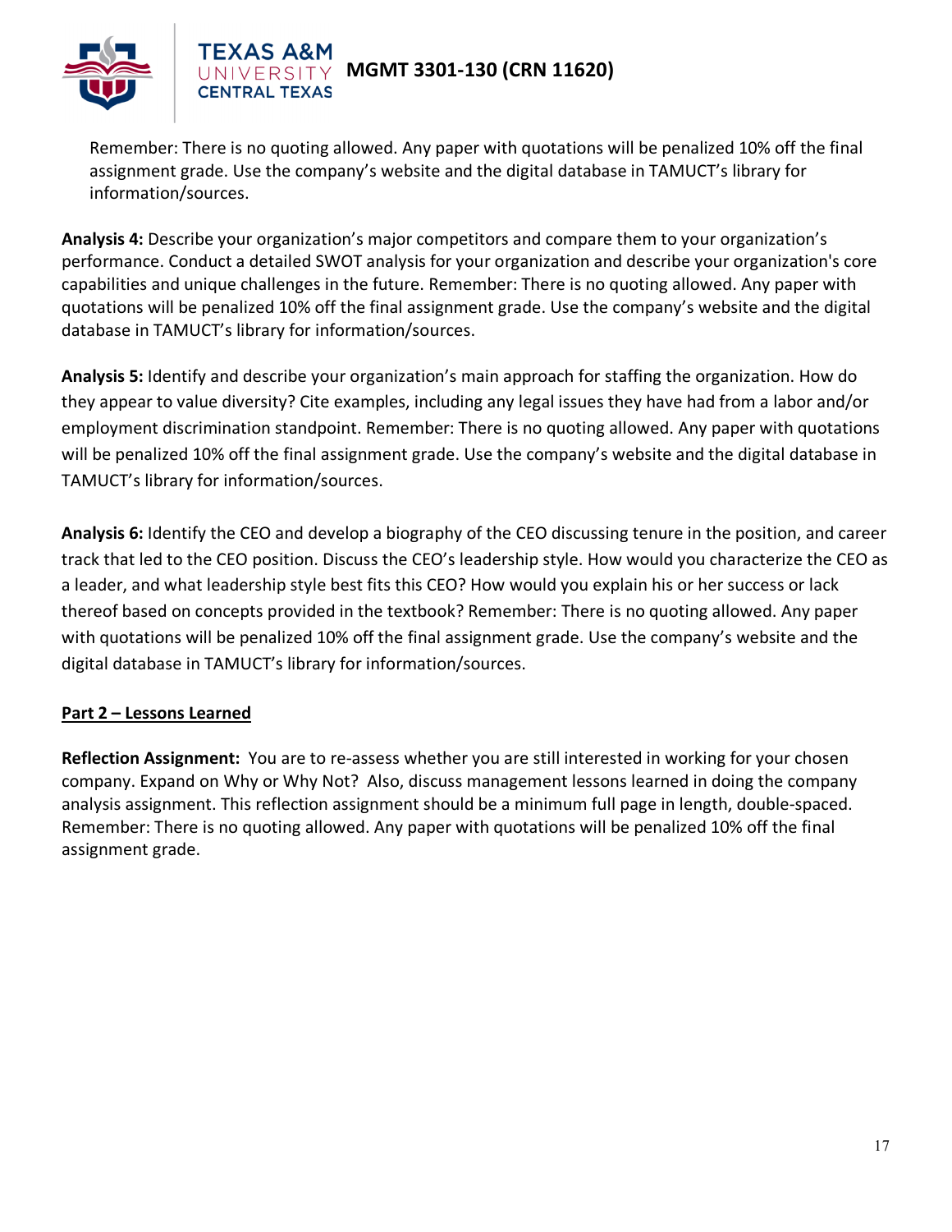Remember: There is no quoting allowed. Any paper with quotations will be penalized 10% off the final assignment grade. Use the company's website and the digital database in TAMUCT's library for information/sources.

**Analysis 4:** Describe your organization's major competitors and compare them to your organization's performance. Conduct a detailed SWOT analysis for your organization and describe your organization's core capabilities and unique challenges in the future. Remember: There is no quoting allowed. Any paper with quotations will be penalized 10% off the final assignment grade. Use the company's website and the digital database in TAMUCT's library for information/sources.

**Analysis 5:** Identify and describe your organization's main approach for staffing the organization. How do they appear to value diversity? Cite examples, including any legal issues they have had from a labor and/or employment discrimination standpoint. Remember: There is no quoting allowed. Any paper with quotations will be penalized 10% off the final assignment grade. Use the company's website and the digital database in TAMUCT's library for information/sources.

**Analysis 6:** Identify the CEO and develop a biography of the CEO discussing tenure in the position, and career track that led to the CEO position. Discuss the CEO's leadership style. How would you characterize the CEO as a leader, and what leadership style best fits this CEO? How would you explain his or her success or lack thereof based on concepts provided in the textbook? Remember: There is no quoting allowed. Any paper with quotations will be penalized 10% off the final assignment grade. Use the company's website and the digital database in TAMUCT's library for information/sources.

## Part 2 – Lessons Learned

**Reflection Assignment:** You are to re-assess whether you are still interested in working for your chosen company. Expand on Why or Why Not? Also, discuss management lessons learned in doing the company analysis assignment. This reflection assignment should be a minimum full page in length, double-spaced. Remember: There is no quoting allowed. Any paper with quotations will be penalized 10% off the final assignment grade.